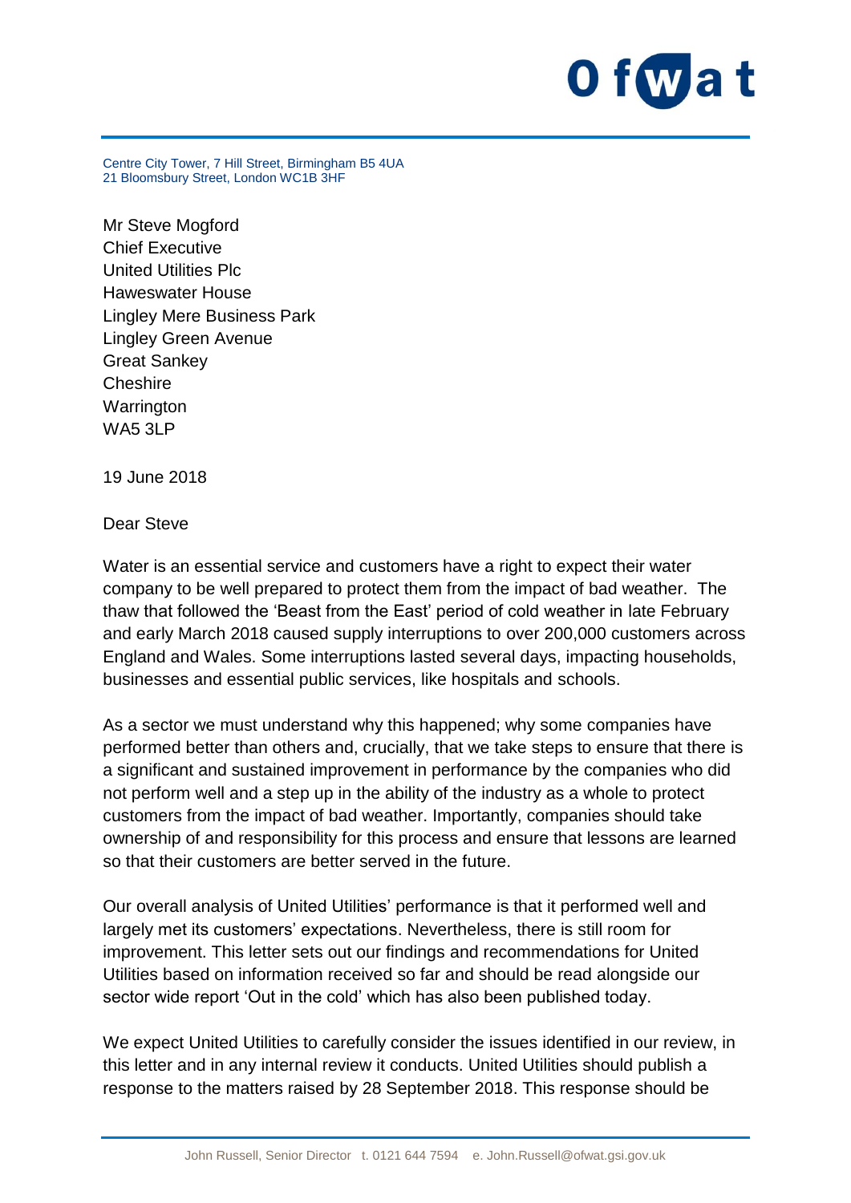Centre City Tower, 7 Hill Street, Birmingham B5 4UA
21 Bloomsbury Street, London WC1B 3HF

Mr Steve Mogford
Chief Executive
United Utilities Plc
Haweswater House
Lingley Mere Business Park
Lingley Green Avenue
Great Sankey
Cheshire
Warrington
WA5 3LP

19 June 2018

Dear Steve

Water is an essential service and customers have a right to expect their water company to be well prepared to protect them from the impact of bad weather. The thaw that followed the 'Beast from the East' period of cold weather in late February and early March 2018 caused supply interruptions to over 200,000 customers across England and Wales. Some interruptions lasted several days, impacting households, businesses and essential public services, like hospitals and schools.

As a sector we must understand why this happened; why some companies have performed better than others and, crucially, that we take steps to ensure that there is a significant and sustained improvement in performance by the companies who did not perform well and a step up in the ability of the industry as a whole to protect customers from the impact of bad weather. Importantly, companies should take ownership of and responsibility for this process and ensure that lessons are learned so that their customers are better served in the future.

Our overall analysis of United Utilities' performance is that it performed well and largely met its customers' expectations. Nevertheless, there is still room for improvement. This letter sets out our findings and recommendations for United Utilities based on information received so far and should be read alongside our sector wide report 'Out in the cold' which has also been published today.

We expect United Utilities to carefully consider the issues identified in our review, in this letter and in any internal review it conducts. United Utilities should publish a response to the matters raised by 28 September 2018. This response should be

John Russell, Senior Director t. 0121 644 7594 e. John.Russell@ofwat.gsi.gov.uk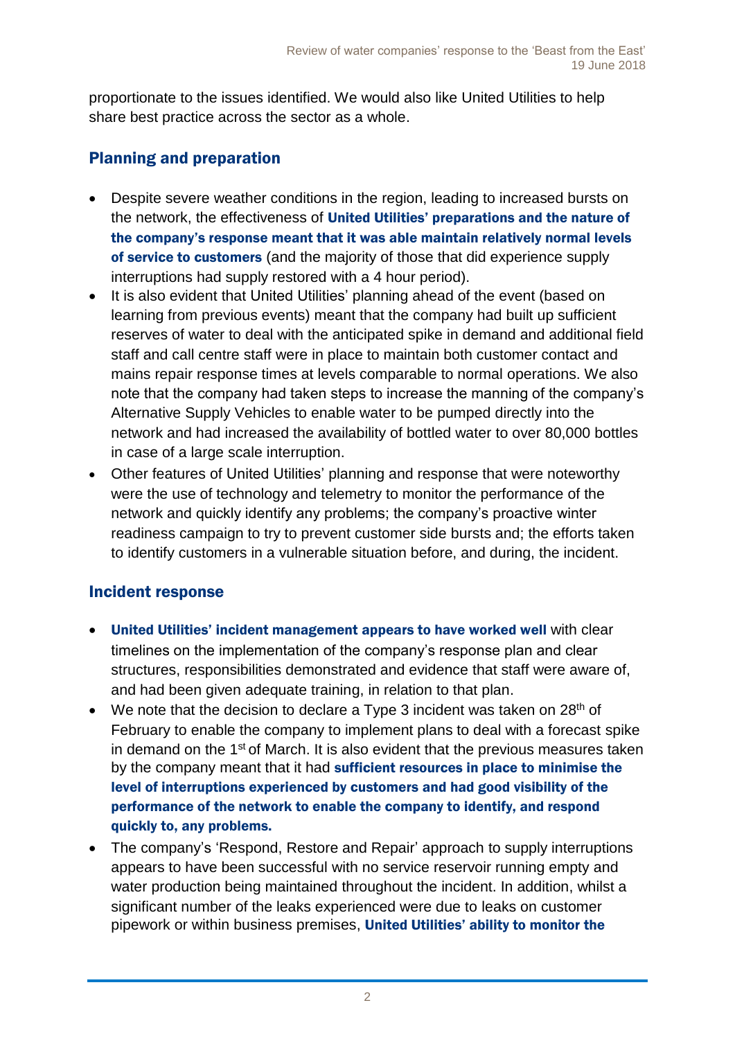proportionate to the issues identified. We would also like United Utilities to help share best practice across the sector as a whole.

## Planning and preparation

- Despite severe weather conditions in the region, leading to increased bursts on the network, the effectiveness of **United Utilities' preparations and the nature of the company's response meant that it was able maintain relatively normal levels of service to customers** (and the majority of those that did experience supply interruptions had supply restored with a 4 hour period).
- It is also evident that United Utilities' planning ahead of the event (based on learning from previous events) meant that the company had built up sufficient reserves of water to deal with the anticipated spike in demand and additional field staff and call centre staff were in place to maintain both customer contact and mains repair response times at levels comparable to normal operations. We also note that the company had taken steps to increase the manning of the company's Alternative Supply Vehicles to enable water to be pumped directly into the network and had increased the availability of bottled water to over 80,000 bottles in case of a large scale interruption.
- Other features of United Utilities' planning and response that were noteworthy were the use of technology and telemetry to monitor the performance of the network and quickly identify any problems; the company's proactive winter readiness campaign to try to prevent customer side bursts and; the efforts taken to identify customers in a vulnerable situation before, and during, the incident.

## Incident response

- **United Utilities' incident management appears to have worked well** with clear timelines on the implementation of the company's response plan and clear structures, responsibilities demonstrated and evidence that staff were aware of, and had been given adequate training, in relation to that plan.
- We note that the decision to declare a Type 3 incident was taken on 28th of February to enable the company to implement plans to deal with a forecast spike in demand on the 1st of March. It is also evident that the previous measures taken by the company meant that it had **sufficient resources in place to minimise the level of interruptions experienced by customers and had good visibility of the performance of the network to enable the company to identify, and respond quickly to, any problems.**
- The company's 'Respond, Restore and Repair' approach to supply interruptions appears to have been successful with no service reservoir running empty and water production being maintained throughout the incident. In addition, whilst a significant number of the leaks experienced were due to leaks on customer pipework or within business premises, **United Utilities' ability to monitor the**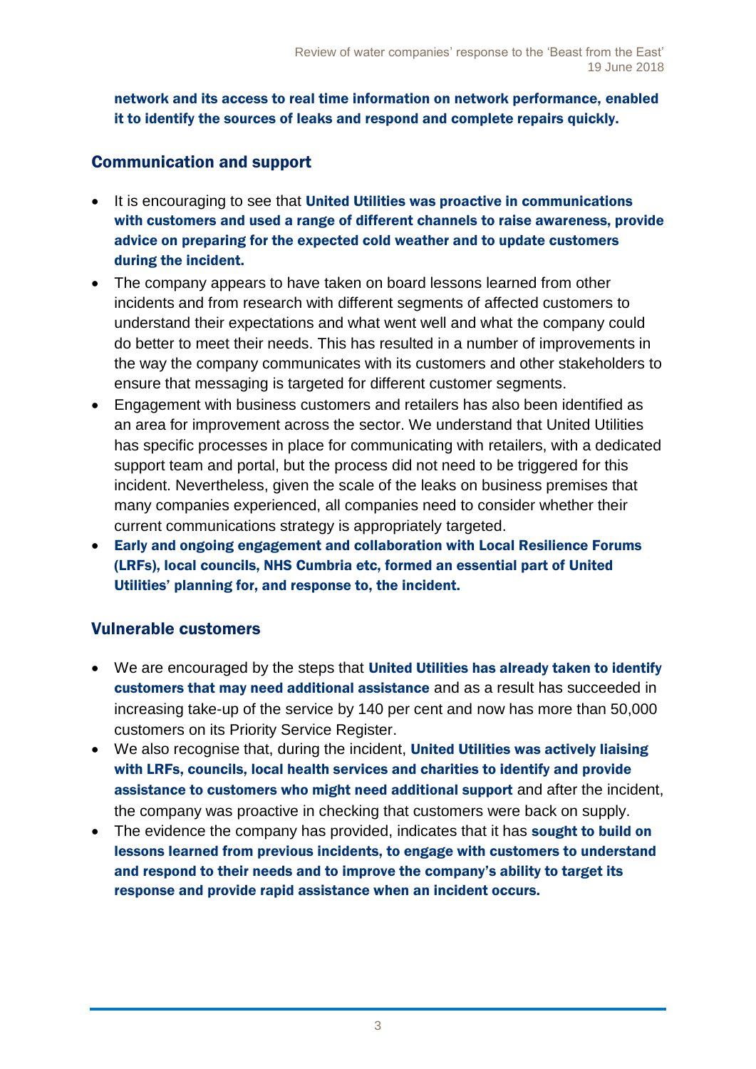**network and its access to real time information on network performance, enabled it to identify the sources of leaks and respond and complete repairs quickly.**

## Communication and support

- It is encouraging to see that **United Utilities was proactive in communications with customers and used a range of different channels to raise awareness, provide advice on preparing for the expected cold weather and to update customers during the incident.**
- The company appears to have taken on board lessons learned from other incidents and from research with different segments of affected customers to understand their expectations and what went well and what the company could do better to meet their needs. This has resulted in a number of improvements in the way the company communicates with its customers and other stakeholders to ensure that messaging is targeted for different customer segments.
- Engagement with business customers and retailers has also been identified as an area for improvement across the sector. We understand that United Utilities has specific processes in place for communicating with retailers, with a dedicated support team and portal, but the process did not need to be triggered for this incident. Nevertheless, given the scale of the leaks on business premises that many companies experienced, all companies need to consider whether their current communications strategy is appropriately targeted.
- **Early and ongoing engagement and collaboration with Local Resilience Forums (LRFs), local councils, NHS Cumbria etc, formed an essential part of United Utilities' planning for, and response to, the incident.**

## Vulnerable customers

- We are encouraged by the steps that **United Utilities has already taken to identify customers that may need additional assistance** and as a result has succeeded in increasing take-up of the service by 140 per cent and now has more than 50,000 customers on its Priority Service Register.
- We also recognise that, during the incident, **United Utilities was actively liaising with LRFs, councils, local health services and charities to identify and provide assistance to customers who might need additional support** and after the incident, the company was proactive in checking that customers were back on supply.
- The evidence the company has provided, indicates that it has **sought to build on lessons learned from previous incidents, to engage with customers to understand and respond to their needs and to improve the company's ability to target its response and provide rapid assistance when an incident occurs.**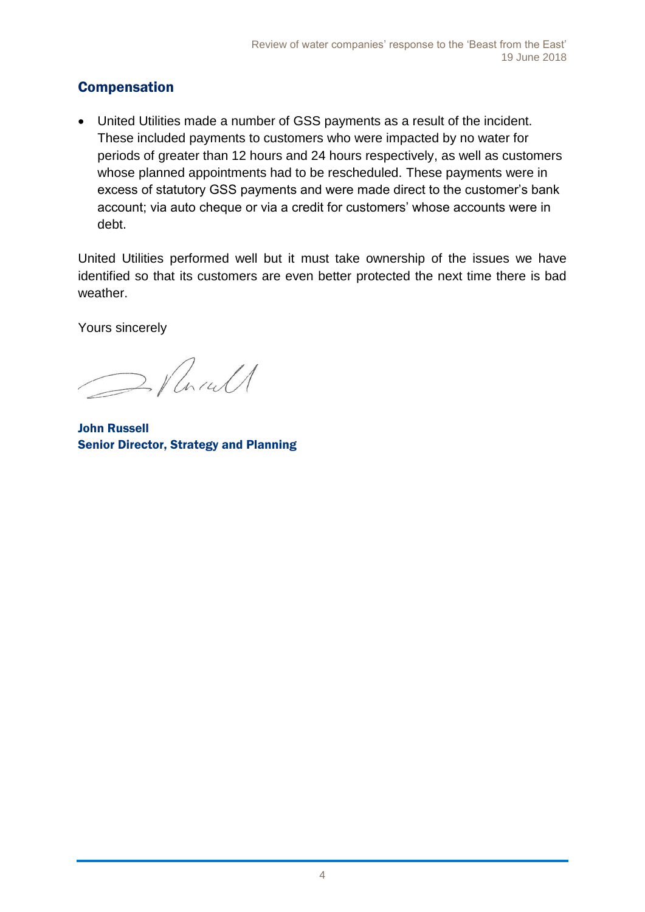## Compensation

- United Utilities made a number of GSS payments as a result of the incident. These included payments to customers who were impacted by no water for periods of greater than 12 hours and 24 hours respectively, as well as customers whose planned appointments had to be rescheduled. These payments were in excess of statutory GSS payments and were made direct to the customer's bank account; via auto cheque or via a credit for customers' whose accounts were in debt.

United Utilities performed well but it must take ownership of the issues we have identified so that its customers are even better protected the next time there is bad weather.

Yours sincerely

**John Russell**
**Senior Director, Strategy and Planning**